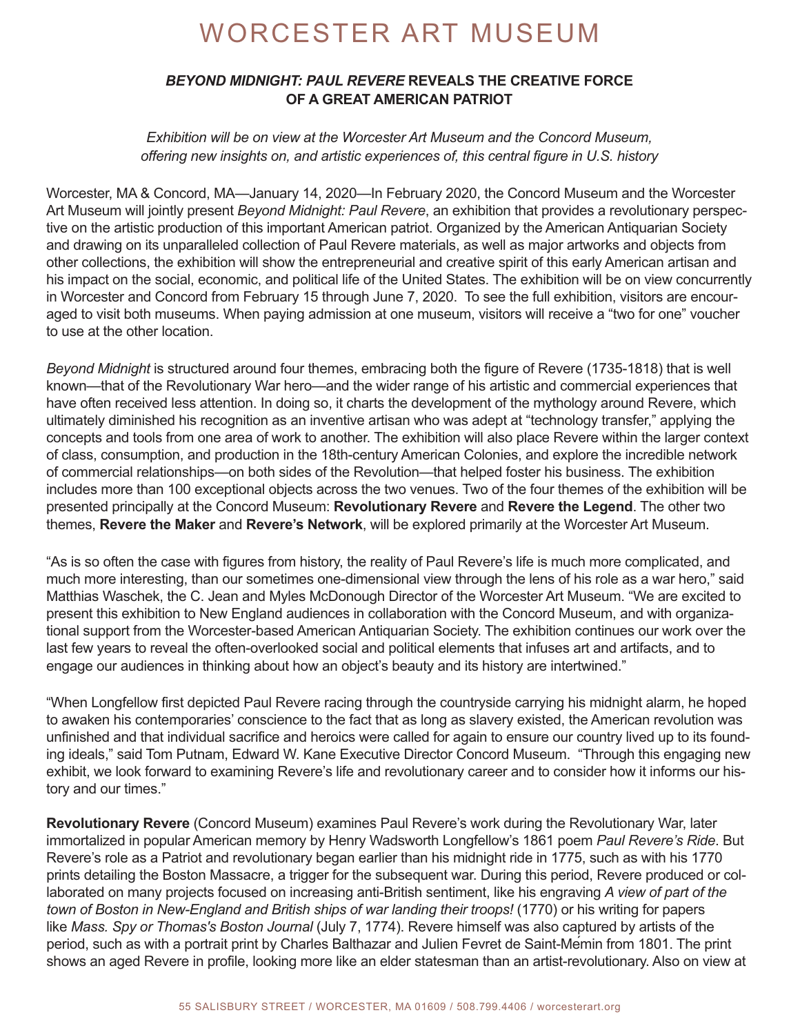# WORCESTER ART MUSEUM

## *BEYOND MIDNIGHT: PAUL REVERE* REVEALS THE CREATIVE FORCE OF A GREAT AMERICAN PATRIOT

*Exhibition will be on view at the Worcester Art Museum and the Concord Museum, offering new insights on, and artistic experiences of, this central figure in U.S. history*

Worcester, MA & Concord, MA—January 14, 2020—In February 2020, the Concord Museum and the Worcester Art Museum will jointly present *Beyond Midnight: Paul Revere*, an exhibition that provides a revolutionary perspective on the artistic production of this important American patriot. Organized by the American Antiquarian Society and drawing on its unparalleled collection of Paul Revere materials, as well as major artworks and objects from other collections, the exhibition will show the entrepreneurial and creative spirit of this early American artisan and his impact on the social, economic, and political life of the United States. The exhibition will be on view concurrently in Worcester and Concord from February 15 through June 7, 2020. To see the full exhibition, visitors are encouraged to visit both museums. When paying admission at one museum, visitors will receive a "two for one" voucher to use at the other location.

*Beyond Midnight* is structured around four themes, embracing both the figure of Revere (1735-1818) that is well known—that of the Revolutionary War hero—and the wider range of his artistic and commercial experiences that have often received less attention. In doing so, it charts the development of the mythology around Revere, which ultimately diminished his recognition as an inventive artisan who was adept at "technology transfer," applying the concepts and tools from one area of work to another. The exhibition will also place Revere within the larger context of class, consumption, and production in the 18th-century American Colonies, and explore the incredible network of commercial relationships—on both sides of the Revolution—that helped foster his business. The exhibition includes more than 100 exceptional objects across the two venues. Two of the four themes of the exhibition will be presented principally at the Concord Museum: **Revolutionary Revere** and **Revere the Legend**. The other two themes, **Revere the Maker** and **Revere's Network**, will be explored primarily at the Worcester Art Museum.

"As is so often the case with figures from history, the reality of Paul Revere's life is much more complicated, and much more interesting, than our sometimes one-dimensional view through the lens of his role as a war hero," said Matthias Waschek, the C. Jean and Myles McDonough Director of the Worcester Art Museum. "We are excited to present this exhibition to New England audiences in collaboration with the Concord Museum, and with organizational support from the Worcester-based American Antiquarian Society. The exhibition continues our work over the last few years to reveal the often-overlooked social and political elements that infuses art and artifacts, and to engage our audiences in thinking about how an object's beauty and its history are intertwined."

"When Longfellow first depicted Paul Revere racing through the countryside carrying his midnight alarm, he hoped to awaken his contemporaries' conscience to the fact that as long as slavery existed, the American revolution was unfinished and that individual sacrifice and heroics were called for again to ensure our country lived up to its founding ideals," said Tom Putnam, Edward W. Kane Executive Director Concord Museum. "Through this engaging new exhibit, we look forward to examining Revere's life and revolutionary career and to consider how it informs our history and our times."

**Revolutionary Revere** (Concord Museum) examines Paul Revere's work during the Revolutionary War, later immortalized in popular American memory by Henry Wadsworth Longfellow's 1861 poem *Paul Revere's Ride*. But Revere's role as a Patriot and revolutionary began earlier than his midnight ride in 1775, such as with his 1770 prints detailing the Boston Massacre, a trigger for the subsequent war. During this period, Revere produced or collaborated on many projects focused on increasing anti-British sentiment, like his engraving *A view of part of the town of Boston in New-England and British ships of war landing their troops!* (1770) or his writing for papers like *Mass. Spy or Thomas's Boston Journal* (July 7, 1774). Revere himself was also captured by artists of the period, such as with a portrait print by Charles Balthazar and Julien Fevret de Saint-Mémin from 1801. The print shows an aged Revere in profile, looking more like an elder statesman than an artist-revolutionary. Also on view at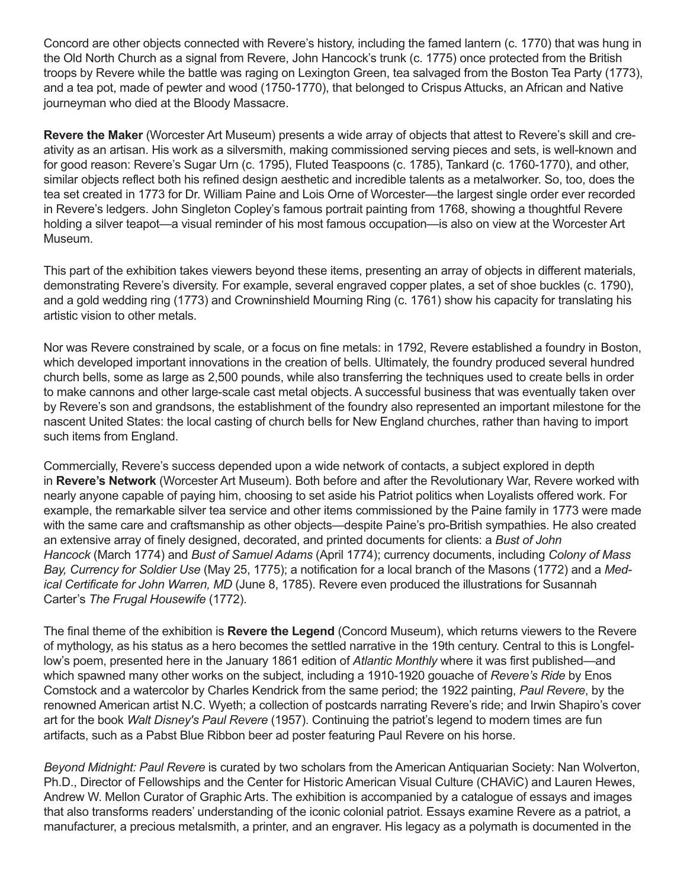Concord are other objects connected with Revere's history, including the famed lantern (c. 1770) that was hung in the Old North Church as a signal from Revere, John Hancock's trunk (c. 1775) once protected from the British troops by Revere while the battle was raging on Lexington Green, tea salvaged from the Boston Tea Party (1773), and a tea pot, made of pewter and wood (1750-1770), that belonged to Crispus Attucks, an African and Native journeyman who died at the Bloody Massacre.

**Revere the Maker** (Worcester Art Museum) presents a wide array of objects that attest to Revere's skill and creativity as an artisan. His work as a silversmith, making commissioned serving pieces and sets, is well-known and for good reason: Revere's Sugar Urn (c. 1795), Fluted Teaspoons (c. 1785), Tankard (c. 1760-1770), and other, similar objects reflect both his refined design aesthetic and incredible talents as a metalworker. So, too, does the tea set created in 1773 for Dr. William Paine and Lois Orne of Worcester—the largest single order ever recorded in Revere's ledgers. John Singleton Copley's famous portrait painting from 1768, showing a thoughtful Revere holding a silver teapot—a visual reminder of his most famous occupation—is also on view at the Worcester Art Museum.

This part of the exhibition takes viewers beyond these items, presenting an array of objects in different materials, demonstrating Revere's diversity. For example, several engraved copper plates, a set of shoe buckles (c. 1790), and a gold wedding ring (1773) and Crowninshield Mourning Ring (c. 1761) show his capacity for translating his artistic vision to other metals.

Nor was Revere constrained by scale, or a focus on fine metals: in 1792, Revere established a foundry in Boston, which developed important innovations in the creation of bells. Ultimately, the foundry produced several hundred church bells, some as large as 2,500 pounds, while also transferring the techniques used to create bells in order to make cannons and other large-scale cast metal objects. A successful business that was eventually taken over by Revere's son and grandsons, the establishment of the foundry also represented an important milestone for the nascent United States: the local casting of church bells for New England churches, rather than having to import such items from England.

Commercially, Revere's success depended upon a wide network of contacts, a subject explored in depth in **Revere's Network** (Worcester Art Museum). Both before and after the Revolutionary War, Revere worked with nearly anyone capable of paying him, choosing to set aside his Patriot politics when Loyalists offered work. For example, the remarkable silver tea service and other items commissioned by the Paine family in 1773 were made with the same care and craftsmanship as other objects—despite Paine's pro-British sympathies. He also created an extensive array of finely designed, decorated, and printed documents for clients: a *Bust of John Hancock* (March 1774) and *Bust of Samuel Adams* (April 1774); currency documents, including *Colony of Mass Bay, Currency for Soldier Use* (May 25, 1775); a notification for a local branch of the Masons (1772) and a *Medical Certificate for John Warren, MD* (June 8, 1785). Revere even produced the illustrations for Susannah Carter's *The Frugal Housewife* (1772).

The final theme of the exhibition is **Revere the Legend** (Concord Museum), which returns viewers to the Revere of mythology, as his status as a hero becomes the settled narrative in the 19th century. Central to this is Longfellow's poem, presented here in the January 1861 edition of *Atlantic Monthly* where it was first published—and which spawned many other works on the subject, including a 1910-1920 gouache of *Revere's Ride* by Enos Comstock and a watercolor by Charles Kendrick from the same period; the 1922 painting, *Paul Revere*, by the renowned American artist N.C. Wyeth; a collection of postcards narrating Revere's ride; and Irwin Shapiro's cover art for the book *Walt Disney's Paul Revere* (1957). Continuing the patriot's legend to modern times are fun artifacts, such as a Pabst Blue Ribbon beer ad poster featuring Paul Revere on his horse.

*Beyond Midnight: Paul Revere* is curated by two scholars from the American Antiquarian Society: Nan Wolverton, Ph.D., Director of Fellowships and the Center for Historic American Visual Culture (CHAViC) and Lauren Hewes, Andrew W. Mellon Curator of Graphic Arts. The exhibition is accompanied by a catalogue of essays and images that also transforms readers' understanding of the iconic colonial patriot. Essays examine Revere as a patriot, a manufacturer, a precious metalsmith, a printer, and an engraver. His legacy as a polymath is documented in the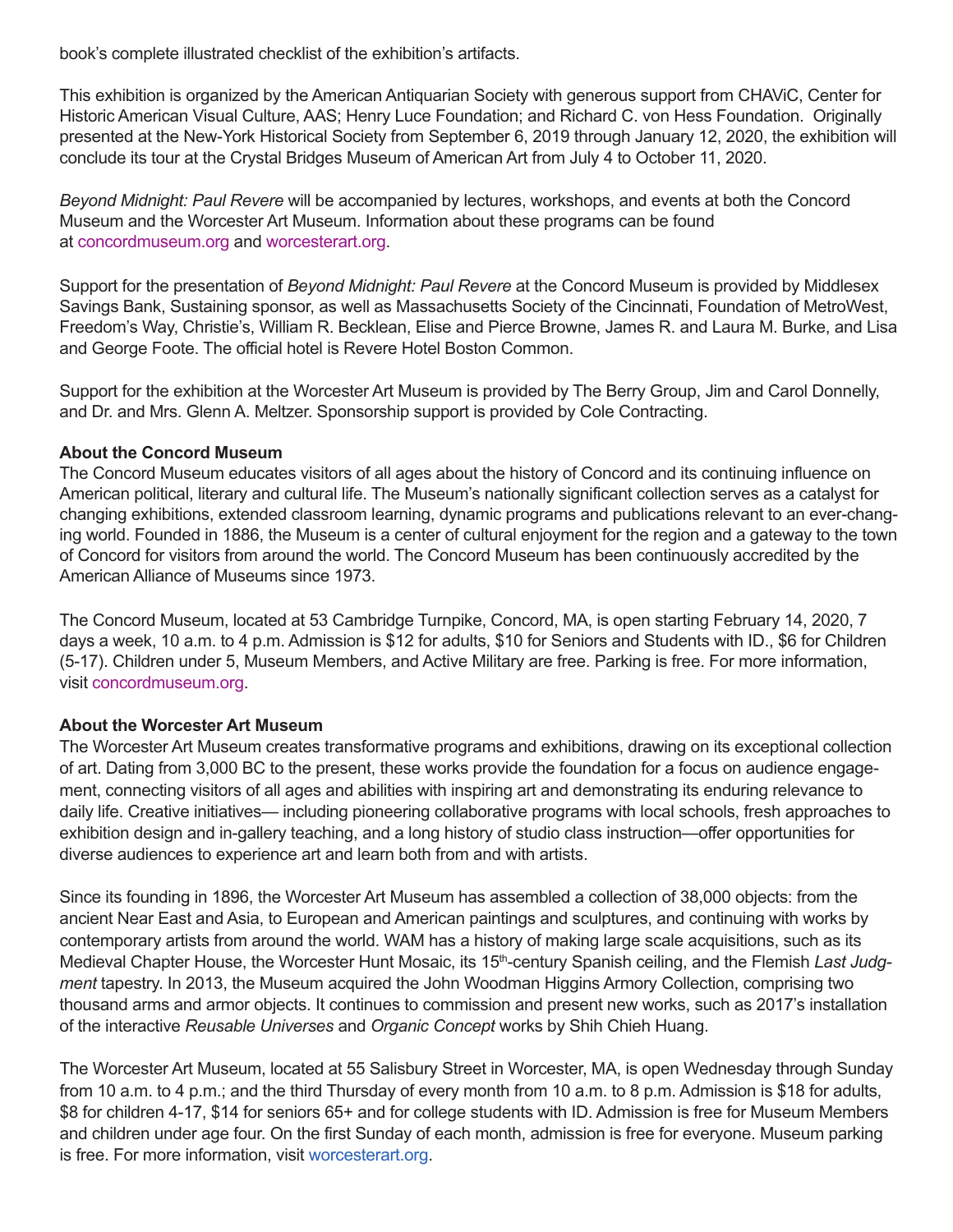book's complete illustrated checklist of the exhibition's artifacts.

This exhibition is organized by the American Antiquarian Society with generous support from CHAViC, Center for Historic American Visual Culture, AAS; Henry Luce Foundation; and Richard C. von Hess Foundation. Originally presented at the New-York Historical Society from September 6, 2019 through January 12, 2020, the exhibition will conclude its tour at the Crystal Bridges Museum of American Art from July 4 to October 11, 2020.

*Beyond Midnight: Paul Revere* will be accompanied by lectures, workshops, and events at both the Concord Museum and the Worcester Art Museum. Information about these programs can be found at concordmuseum.org and worcesterart.org.

Support for the presentation of *Beyond Midnight: Paul Revere* at the Concord Museum is provided by Middlesex Savings Bank, Sustaining sponsor, as well as Massachusetts Society of the Cincinnati, Foundation of MetroWest, Freedom's Way, Christie's, William R. Becklean, Elise and Pierce Browne, James R. and Laura M. Burke, and Lisa and George Foote. The official hotel is Revere Hotel Boston Common.

Support for the exhibition at the Worcester Art Museum is provided by The Berry Group, Jim and Carol Donnelly, and Dr. and Mrs. Glenn A. Meltzer. Sponsorship support is provided by Cole Contracting.

**About the Concord Museum**
The Concord Museum educates visitors of all ages about the history of Concord and its continuing influence on American political, literary and cultural life. The Museum's nationally significant collection serves as a catalyst for changing exhibitions, extended classroom learning, dynamic programs and publications relevant to an ever-changing world. Founded in 1886, the Museum is a center of cultural enjoyment for the region and a gateway to the town of Concord for visitors from around the world. The Concord Museum has been continuously accredited by the American Alliance of Museums since 1973.

The Concord Museum, located at 53 Cambridge Turnpike, Concord, MA, is open starting February 14, 2020, 7 days a week, 10 a.m. to 4 p.m. Admission is $12 for adults, $10 for Seniors and Students with ID., $6 for Children (5-17). Children under 5, Museum Members, and Active Military are free. Parking is free. For more information, visit concordmuseum.org.

**About the Worcester Art Museum**
The Worcester Art Museum creates transformative programs and exhibitions, drawing on its exceptional collection of art. Dating from 3,000 BC to the present, these works provide the foundation for a focus on audience engagement, connecting visitors of all ages and abilities with inspiring art and demonstrating its enduring relevance to daily life. Creative initiatives— including pioneering collaborative programs with local schools, fresh approaches to exhibition design and in-gallery teaching, and a long history of studio class instruction—offer opportunities for diverse audiences to experience art and learn both from and with artists.

Since its founding in 1896, the Worcester Art Museum has assembled a collection of 38,000 objects: from the ancient Near East and Asia, to European and American paintings and sculptures, and continuing with works by contemporary artists from around the world. WAM has a history of making large scale acquisitions, such as its Medieval Chapter House, the Worcester Hunt Mosaic, its 15th-century Spanish ceiling, and the Flemish *Last Judgment* tapestry. In 2013, the Museum acquired the John Woodman Higgins Armory Collection, comprising two thousand arms and armor objects. It continues to commission and present new works, such as 2017's installation of the interactive *Reusable Universes* and *Organic Concept* works by Shih Chieh Huang.

The Worcester Art Museum, located at 55 Salisbury Street in Worcester, MA, is open Wednesday through Sunday from 10 a.m. to 4 p.m.; and the third Thursday of every month from 10 a.m. to 8 p.m. Admission is $18 for adults, $8 for children 4-17, $14 for seniors 65+ and for college students with ID. Admission is free for Museum Members and children under age four. On the first Sunday of each month, admission is free for everyone. Museum parking is free. For more information, visit worcesterart.org.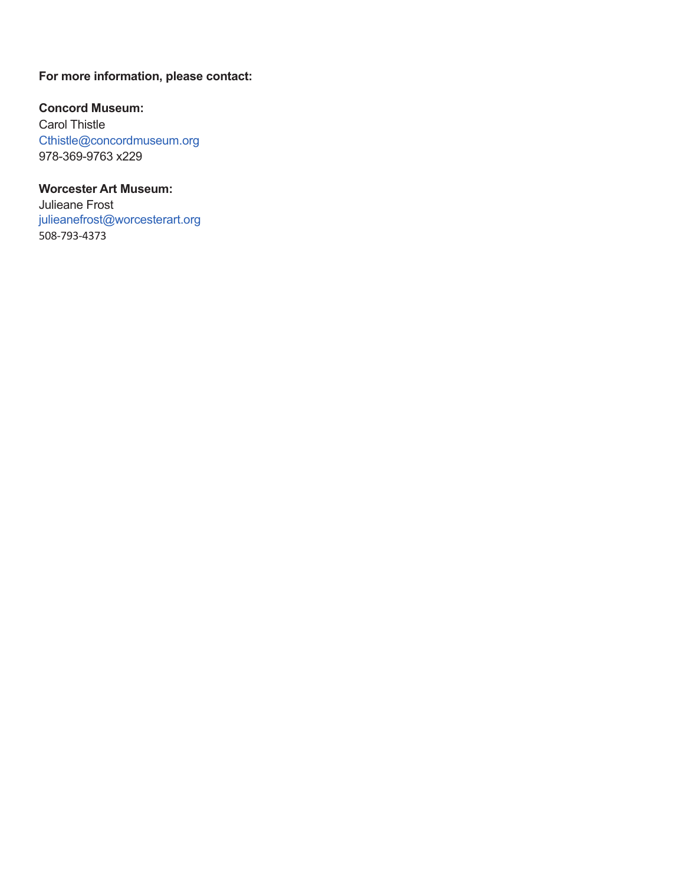**For more information, please contact:**

**Concord Museum:**
Carol Thistle
Cthistle@concordmuseum.org
978-369-9763 x229

**Worcester Art Museum:**
Julieane Frost
julieanefrost@worcesterart.org
508-793-4373